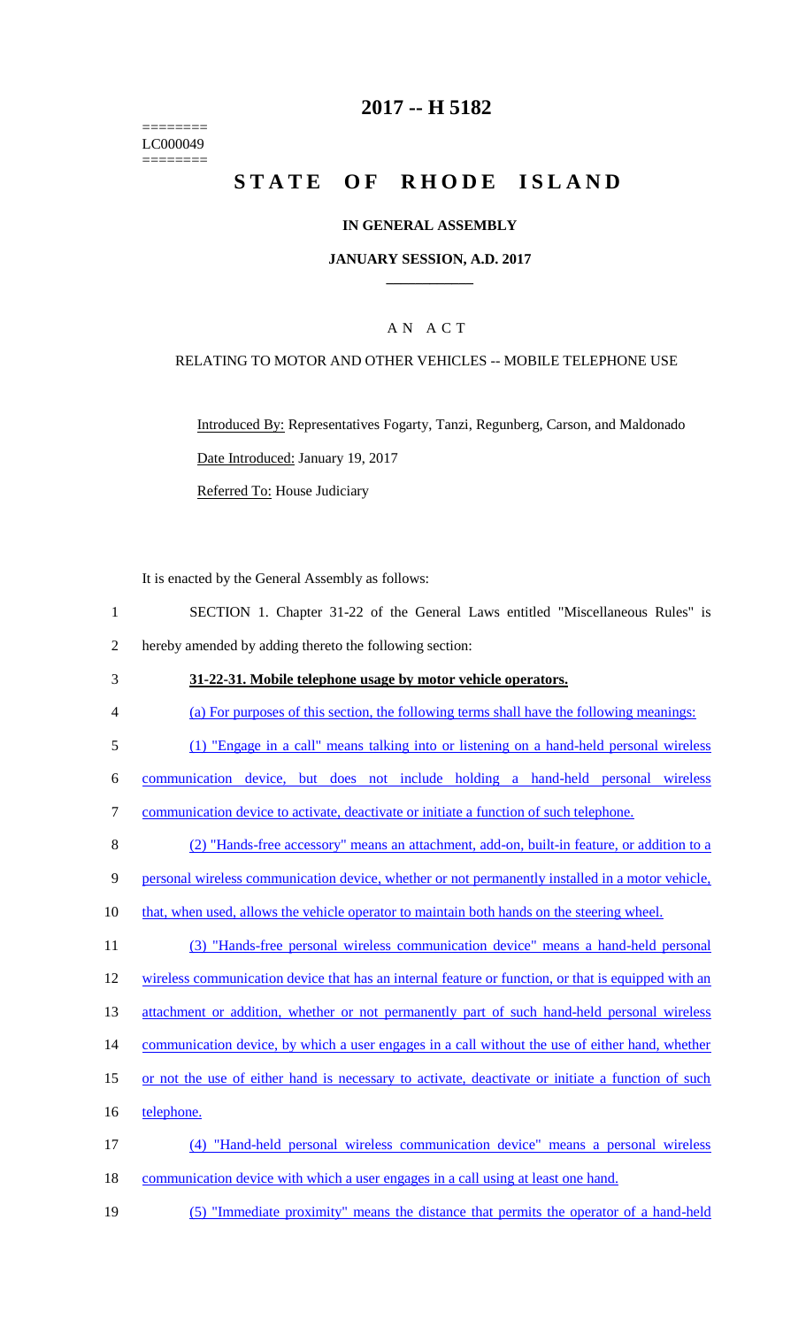========
LC000049
========

# 2017 -- H 5182

# STATE OF RHODE ISLAND

## IN GENERAL ASSEMBLY

## JANUARY SESSION, A.D. 2017

### A N A C T

RELATING TO MOTOR AND OTHER VEHICLES -- MOBILE TELEPHONE USE

Introduced By: Representatives Fogarty, Tanzi, Regunberg, Carson, and Maldonado

Date Introduced: January 19, 2017

Referred To: House Judiciary

It is enacted by the General Assembly as follows:

1 SECTION 1. Chapter 31-22 of the General Laws entitled "Miscellaneous Rules" is
2 hereby amended by adding thereto the following section:

3 **31-22-31. Mobile telephone usage by motor vehicle operators.**

4 (a) For purposes of this section, the following terms shall have the following meanings:

5 (1) "Engage in a call" means talking into or listening on a hand-held personal wireless
6 communication device, but does not include holding a hand-held personal wireless
7 communication device to activate, deactivate or initiate a function of such telephone.

8 (2) "Hands-free accessory" means an attachment, add-on, built-in feature, or addition to a
9 personal wireless communication device, whether or not permanently installed in a motor vehicle,
10 that, when used, allows the vehicle operator to maintain both hands on the steering wheel.

11 (3) "Hands-free personal wireless communication device" means a hand-held personal
12 wireless communication device that has an internal feature or function, or that is equipped with an
13 attachment or addition, whether or not permanently part of such hand-held personal wireless
14 communication device, by which a user engages in a call without the use of either hand, whether
15 or not the use of either hand is necessary to activate, deactivate or initiate a function of such
16 telephone.

17 (4) "Hand-held personal wireless communication device" means a personal wireless
18 communication device with which a user engages in a call using at least one hand.

19 (5) "Immediate proximity" means the distance that permits the operator of a hand-held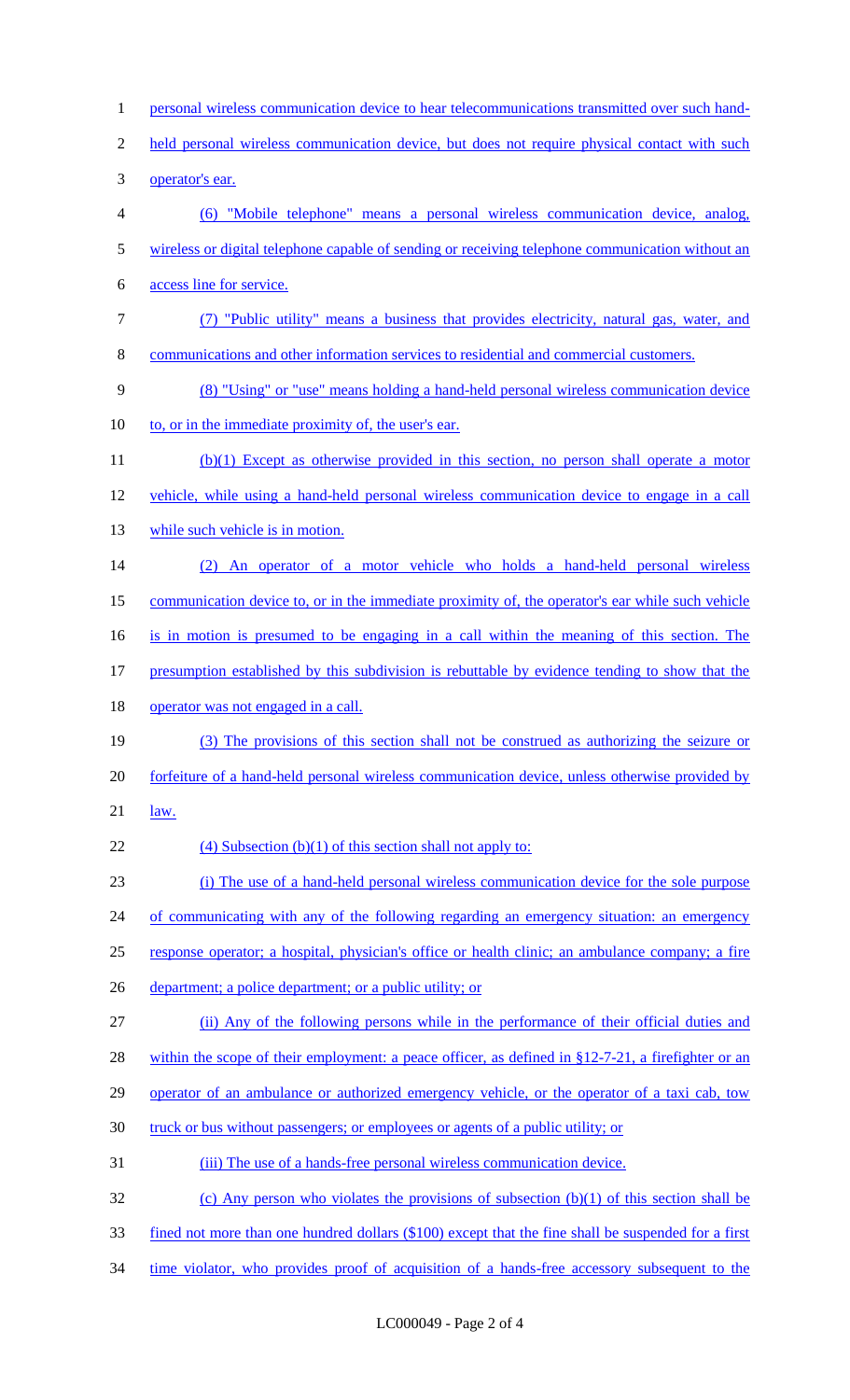personal wireless communication device to hear telecommunications transmitted over such hand-held personal wireless communication device, but does not require physical contact with such operator's ear.

(6) "Mobile telephone" means a personal wireless communication device, analog, wireless or digital telephone capable of sending or receiving telephone communication without an access line for service.

(7) "Public utility" means a business that provides electricity, natural gas, water, and communications and other information services to residential and commercial customers.

(8) "Using" or "use" means holding a hand-held personal wireless communication device to, or in the immediate proximity of, the user's ear.

(b)(1) Except as otherwise provided in this section, no person shall operate a motor vehicle, while using a hand-held personal wireless communication device to engage in a call while such vehicle is in motion.

(2) An operator of a motor vehicle who holds a hand-held personal wireless communication device to, or in the immediate proximity of, the operator's ear while such vehicle is in motion is presumed to be engaging in a call within the meaning of this section. The presumption established by this subdivision is rebuttable by evidence tending to show that the operator was not engaged in a call.

(3) The provisions of this section shall not be construed as authorizing the seizure or forfeiture of a hand-held personal wireless communication device, unless otherwise provided by law.

(4) Subsection (b)(1) of this section shall not apply to:

(i) The use of a hand-held personal wireless communication device for the sole purpose of communicating with any of the following regarding an emergency situation: an emergency response operator; a hospital, physician's office or health clinic; an ambulance company; a fire department; a police department; or a public utility; or

(ii) Any of the following persons while in the performance of their official duties and within the scope of their employment: a peace officer, as defined in §12-7-21, a firefighter or an operator of an ambulance or authorized emergency vehicle, or the operator of a taxi cab, tow truck or bus without passengers; or employees or agents of a public utility; or

(iii) The use of a hands-free personal wireless communication device.

(c) Any person who violates the provisions of subsection (b)(1) of this section shall be fined not more than one hundred dollars ($100) except that the fine shall be suspended for a first time violator, who provides proof of acquisition of a hands-free accessory subsequent to the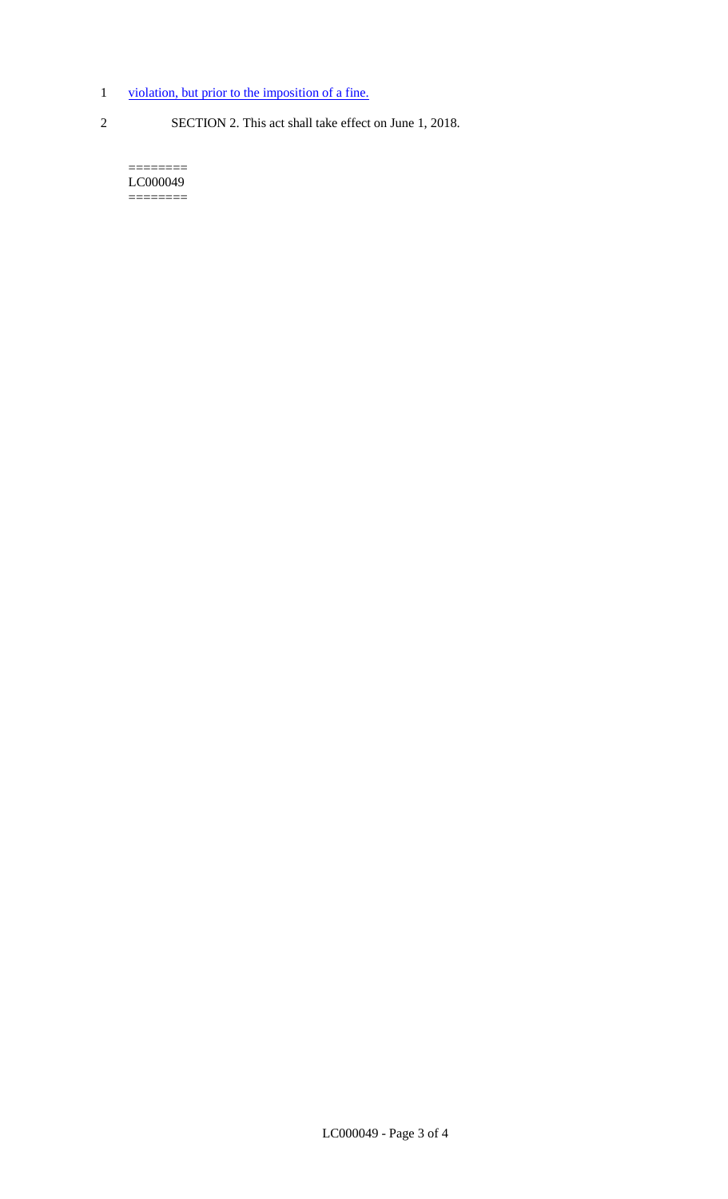violation, but prior to the imposition of a fine.

SECTION 2. This act shall take effect on June 1, 2018.

========
LC000049
========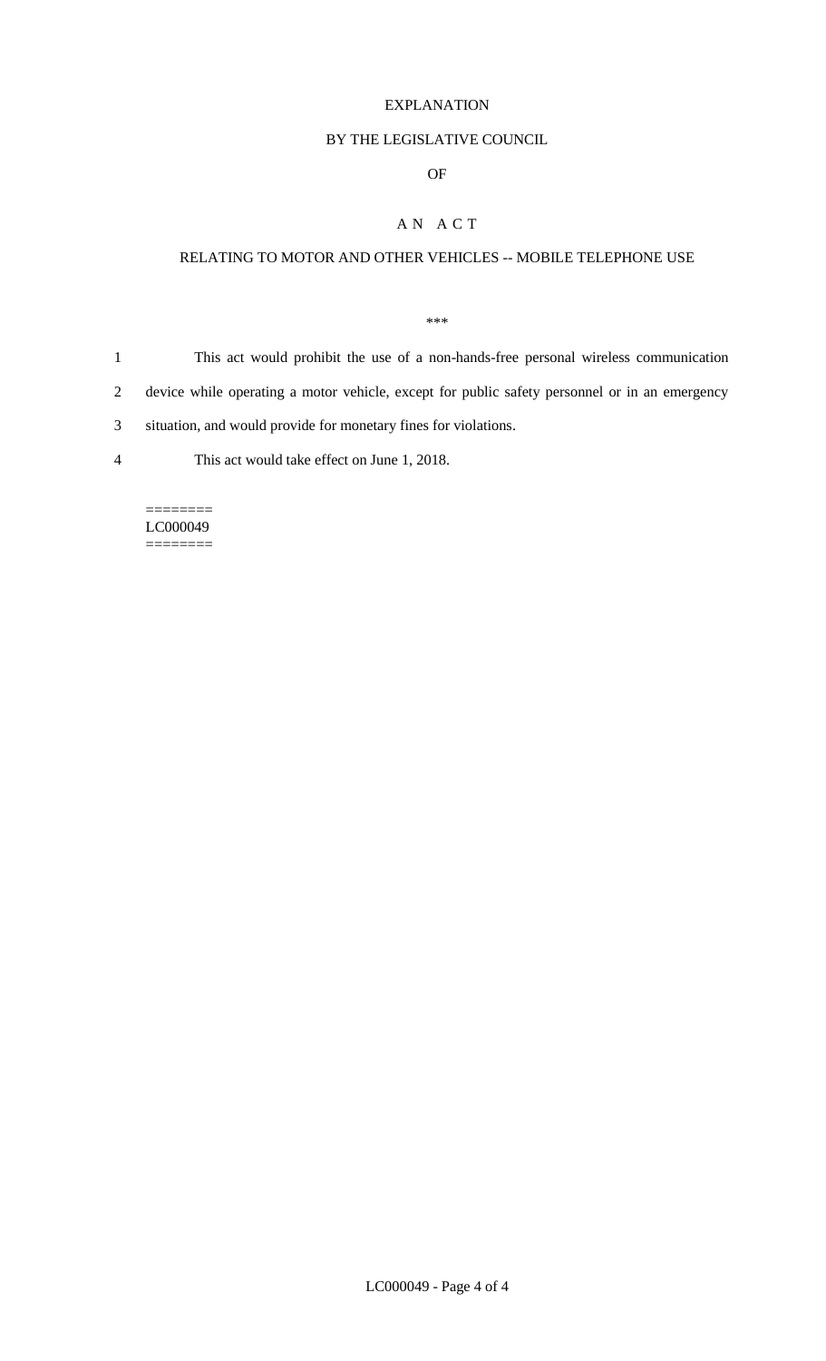EXPLANATION

BY THE LEGISLATIVE COUNCIL

OF

A N A C T

RELATING TO MOTOR AND OTHER VEHICLES -- MOBILE TELEPHONE USE

\*\*\*

1 This act would prohibit the use of a non-hands-free personal wireless communication
2 device while operating a motor vehicle, except for public safety personnel or in an emergency
3 situation, and would provide for monetary fines for violations.
4 This act would take effect on June 1, 2018.

========
LC000049
========